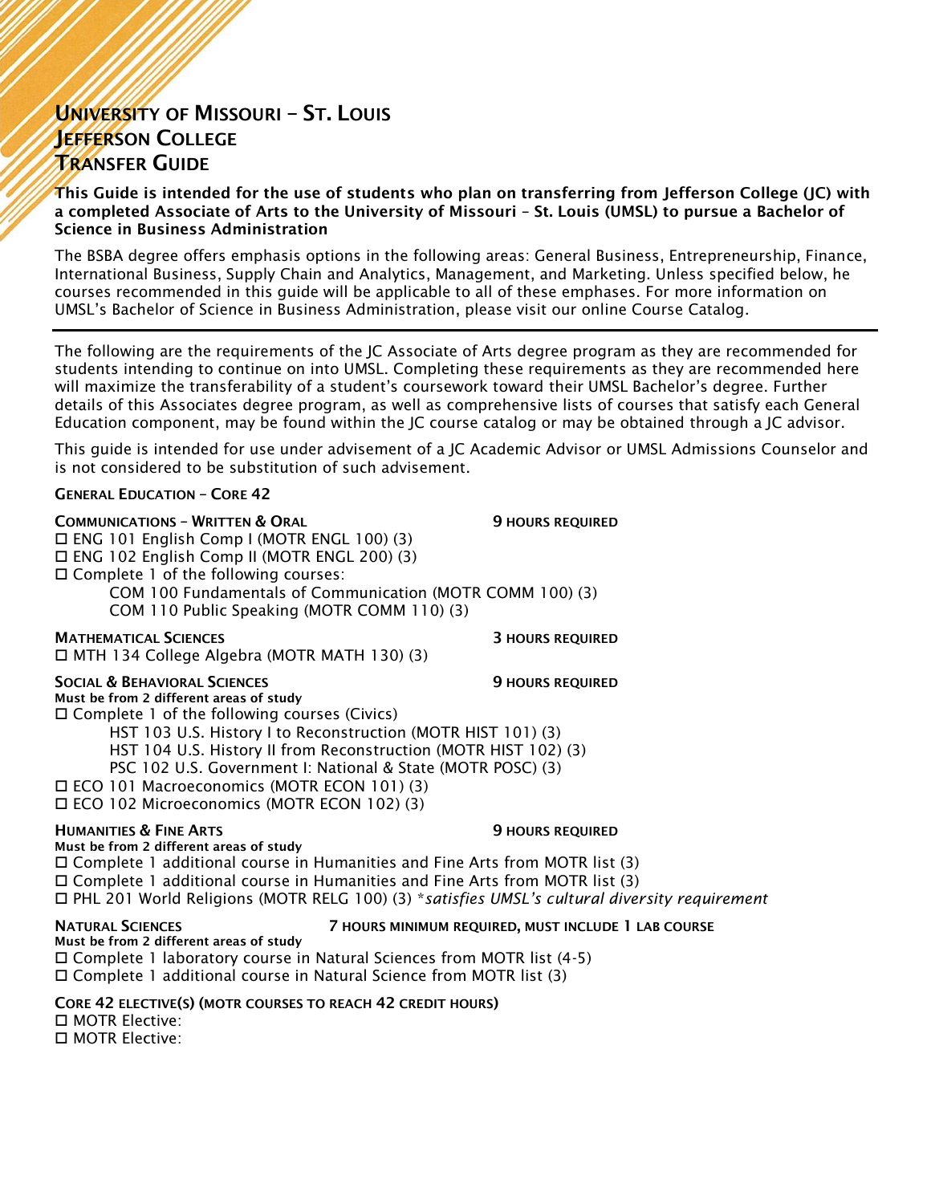# University of Missouri – St. Louis
# Jefferson College
# Transfer Guide

**This Guide is intended for the use of students who plan on transferring from Jefferson College (JC) with a completed Associate of Arts to the University of Missouri – St. Louis (UMSL) to pursue a Bachelor of Science in Business Administration**

The BSBA degree offers emphasis options in the following areas: General Business, Entrepreneurship, Finance, International Business, Supply Chain and Analytics, Management, and Marketing. Unless specified below, he courses recommended in this guide will be applicable to all of these emphases. For more information on UMSL's Bachelor of Science in Business Administration, please visit our online Course Catalog.

---

The following are the requirements of the JC Associate of Arts degree program as they are recommended for students intending to continue on into UMSL. Completing these requirements as they are recommended here will maximize the transferability of a student's coursework toward their UMSL Bachelor's degree. Further details of this Associates degree program, as well as comprehensive lists of courses that satisfy each General Education component, may be found within the JC course catalog or may be obtained through a JC advisor.

This guide is intended for use under advisement of a JC Academic Advisor or UMSL Admissions Counselor and is not considered to be substitution of such advisement.

## General Education – Core 42

### Communications – Written & Oral — 9 hours required

- ☐ ENG 101 English Comp I (MOTR ENGL 100) (3)
- ☐ ENG 102 English Comp II (MOTR ENGL 200) (3)
- ☐ Complete 1 of the following courses:
  - COM 100 Fundamentals of Communication (MOTR COMM 100) (3)
  - COM 110 Public Speaking (MOTR COMM 110) (3)

### Mathematical Sciences — 3 hours required

- ☐ MTH 134 College Algebra (MOTR MATH 130) (3)

### Social & Behavioral Sciences — 9 hours required

**Must be from 2 different areas of study**

- ☐ Complete 1 of the following courses (Civics)
  - HST 103 U.S. History I to Reconstruction (MOTR HIST 101) (3)
  - HST 104 U.S. History II from Reconstruction (MOTR HIST 102) (3)
  - PSC 102 U.S. Government I: National & State (MOTR POSC) (3)
- ☐ ECO 101 Macroeconomics (MOTR ECON 101) (3)
- ☐ ECO 102 Microeconomics (MOTR ECON 102) (3)

### Humanities & Fine Arts — 9 hours required

**Must be from 2 different areas of study**

- ☐ Complete 1 additional course in Humanities and Fine Arts from MOTR list (3)
- ☐ Complete 1 additional course in Humanities and Fine Arts from MOTR list (3)
- ☐ PHL 201 World Religions (MOTR RELG 100) (3) **satisfies UMSL's cultural diversity requirement*

### Natural Sciences — 7 hours minimum required, must include 1 lab course

**Must be from 2 different areas of study**

- ☐ Complete 1 laboratory course in Natural Sciences from MOTR list (4-5)
- ☐ Complete 1 additional course in Natural Science from MOTR list (3)

### Core 42 Elective(s) (MOTR courses to reach 42 credit hours)

- ☐ MOTR Elective:
- ☐ MOTR Elective: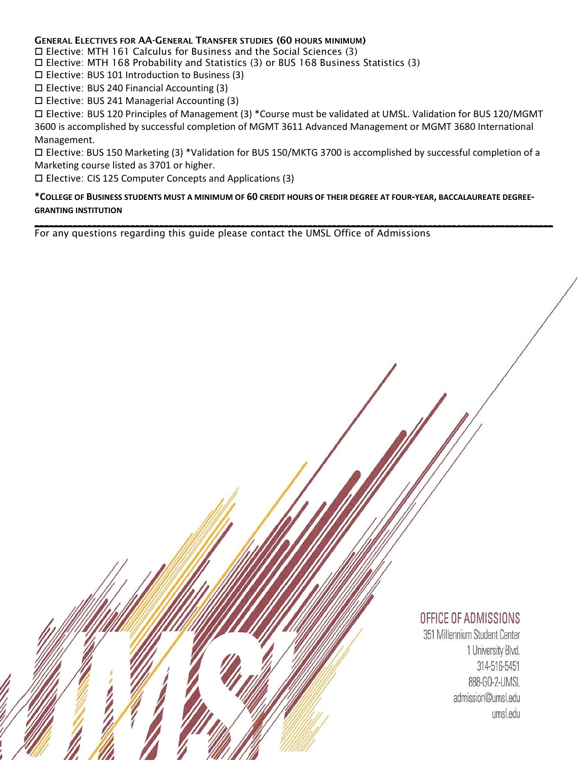### General Electives for AA-General Transfer studies (60 hours minimum)

- ☐ Elective: MTH 161 Calculus for Business and the Social Sciences (3)
- ☐ Elective: MTH 168 Probability and Statistics (3) or BUS 168 Business Statistics (3)
- ☐ Elective: BUS 101 Introduction to Business (3)
- ☐ Elective: BUS 240 Financial Accounting (3)
- ☐ Elective: BUS 241 Managerial Accounting (3)
- ☐ Elective: BUS 120 Principles of Management (3) *Course must be validated at UMSL. Validation for BUS 120/MGMT 3600 is accomplished by successful completion of MGMT 3611 Advanced Management or MGMT 3680 International Management.
- ☐ Elective: BUS 150 Marketing (3) *Validation for BUS 150/MKTG 3700 is accomplished by successful completion of a Marketing course listed as 3701 or higher.
- ☐ Elective: CIS 125 Computer Concepts and Applications (3)

**\*College of Business students must a minimum of 60 credit hours of their degree at four-year, baccalaureate degree-granting institution**

---

For any questions regarding this guide please contact the UMSL Office of Admissions

OFFICE OF ADMISSIONS
351 Millennium Student Center
1 University Blvd.
314-516-5451
888-GO-2-UMSL
admission@umsl.edu
umsl.edu